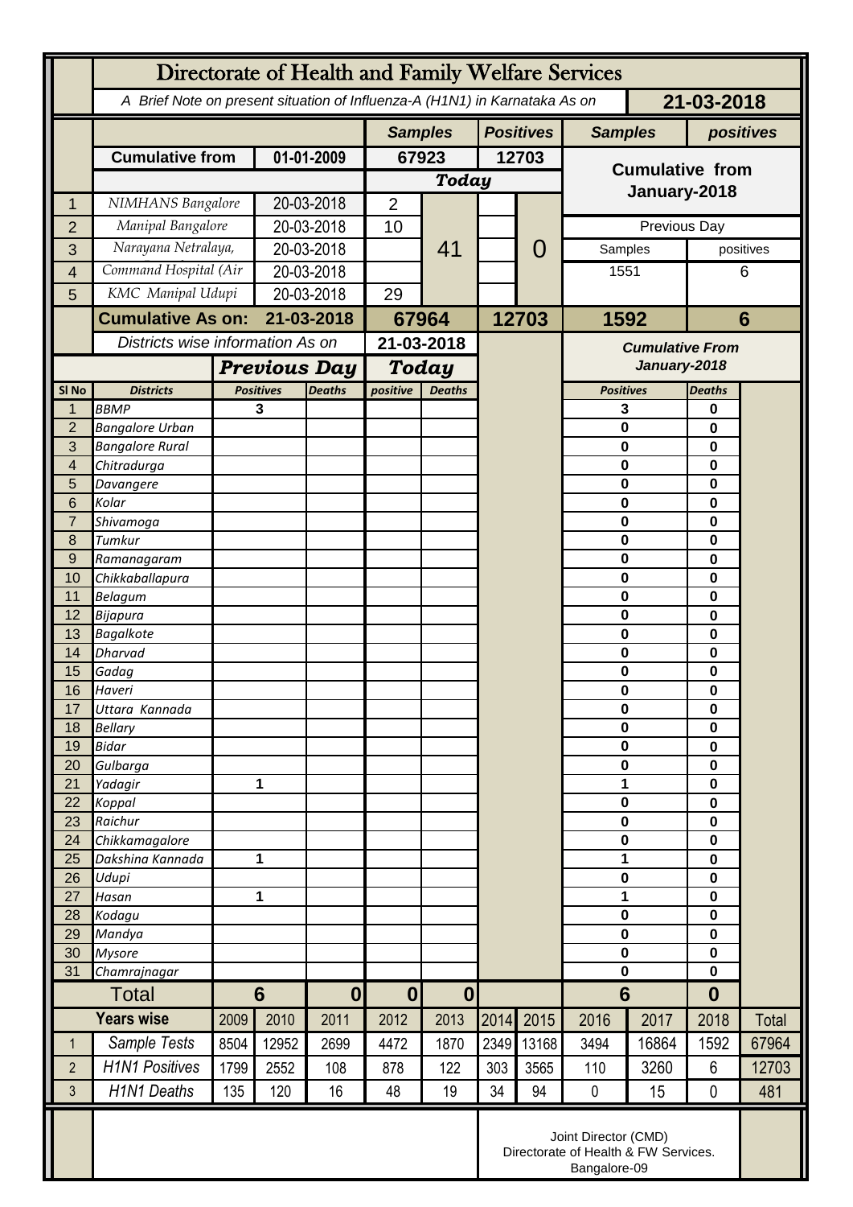# Directorate of Health and Family Welfare Services

*A Brief Note on present situation of Influenza-A (H1N1) in Karnataka As on* **21-03-2018**

| | | | Samples | | Positives | | Samples | positives |
|---|---|---|---|---|---|---|---|---|
| | **Cumulative from** | **01-01-2009** | **67923** | | **12703** | | **Cumulative from January-2018** | |
| | | | ***Today*** | | | | | |
| 1 | *NIMHANS Bangalore* | 20-03-2018 | 2 | 41 | | 0 | | |
| 2 | *Manipal Bangalore* | 20-03-2018 | 10 | | | | Previous Day | |
| 3 | *Narayana Netralaya,* | 20-03-2018 | | | | | Samples | positives |
| 4 | *Command Hospital (Air* | 20-03-2018 | | | | | 1551 | 6 |
| 5 | *KMC Manipal Udupi* | 20-03-2018 | 29 | | | | | |
| | **Cumulative As on:** | **21-03-2018** | **67964** | | **12703** | | **1592** | **6** |

*Districts wise information As on* **21-03-2018**

| | | Previous Day | | Today | | Cumulative From January-2018 | |
|---|---|---|---|---|---|---|---|
| **Sl No** | **Districts** | **Positives** | **Deaths** | **positive** | **Deaths** | **Positives** | **Deaths** |
| 1 | *BBMP* | **3** | | | | **3** | **0** |
| 2 | *Bangalore Urban* | | | | | **0** | **0** |
| 3 | *Bangalore Rural* | | | | | **0** | **0** |
| 4 | *Chitradurga* | | | | | **0** | **0** |
| 5 | *Davangere* | | | | | **0** | **0** |
| 6 | *Kolar* | | | | | **0** | **0** |
| 7 | *Shivamoga* | | | | | **0** | **0** |
| 8 | *Tumkur* | | | | | **0** | **0** |
| 9 | *Ramanagaram* | | | | | **0** | **0** |
| 10 | *Chikkaballapura* | | | | | **0** | **0** |
| 11 | *Belagum* | | | | | **0** | **0** |
| 12 | *Bijapura* | | | | | **0** | **0** |
| 13 | *Bagalkote* | | | | | **0** | **0** |
| 14 | *Dharvad* | | | | | **0** | **0** |
| 15 | *Gadag* | | | | | **0** | **0** |
| 16 | *Haveri* | | | | | **0** | **0** |
| 17 | *Uttara Kannada* | | | | | **0** | **0** |
| 18 | *Bellary* | | | | | **0** | **0** |
| 19 | *Bidar* | | | | | **0** | **0** |
| 20 | *Gulbarga* | | | | | **0** | **0** |
| 21 | *Yadagir* | **1** | | | | **1** | **0** |
| 22 | *Koppal* | | | | | **0** | **0** |
| 23 | *Raichur* | | | | | **0** | **0** |
| 24 | *Chikkamagalore* | | | | | **0** | **0** |
| 25 | *Dakshina Kannada* | **1** | | | | **1** | **0** |
| 26 | *Udupi* | | | | | **0** | **0** |
| 27 | *Hasan* | **1** | | | | **1** | **0** |
| 28 | *Kodagu* | | | | | **0** | **0** |
| 29 | *Mandya* | | | | | **0** | **0** |
| 30 | *Mysore* | | | | | **0** | **0** |
| 31 | *Chamrajnagar* | | | | | **0** | **0** |
| | **Total** | **6** | **0** | **0** | **0** | **6** | **0** |

| | Years wise | 2009 | 2010 | 2011 | 2012 | 2013 | 2014 | 2015 | 2016 | 2017 | 2018 | Total |
|---|---|---|---|---|---|---|---|---|---|---|---|---|
| 1 | *Sample Tests* | 8504 | 12952 | 2699 | 4472 | 1870 | 2349 | 13168 | 3494 | 16864 | 1592 | 67964 |
| 2 | *H1N1 Positives* | 1799 | 2552 | 108 | 878 | 122 | 303 | 3565 | 110 | 3260 | 6 | 12703 |
| 3 | *H1N1 Deaths* | 135 | 120 | 16 | 48 | 19 | 34 | 94 | 0 | 15 | 0 | 481 |

Joint Director (CMD)
Directorate of Health & FW Services.
Bangalore-09